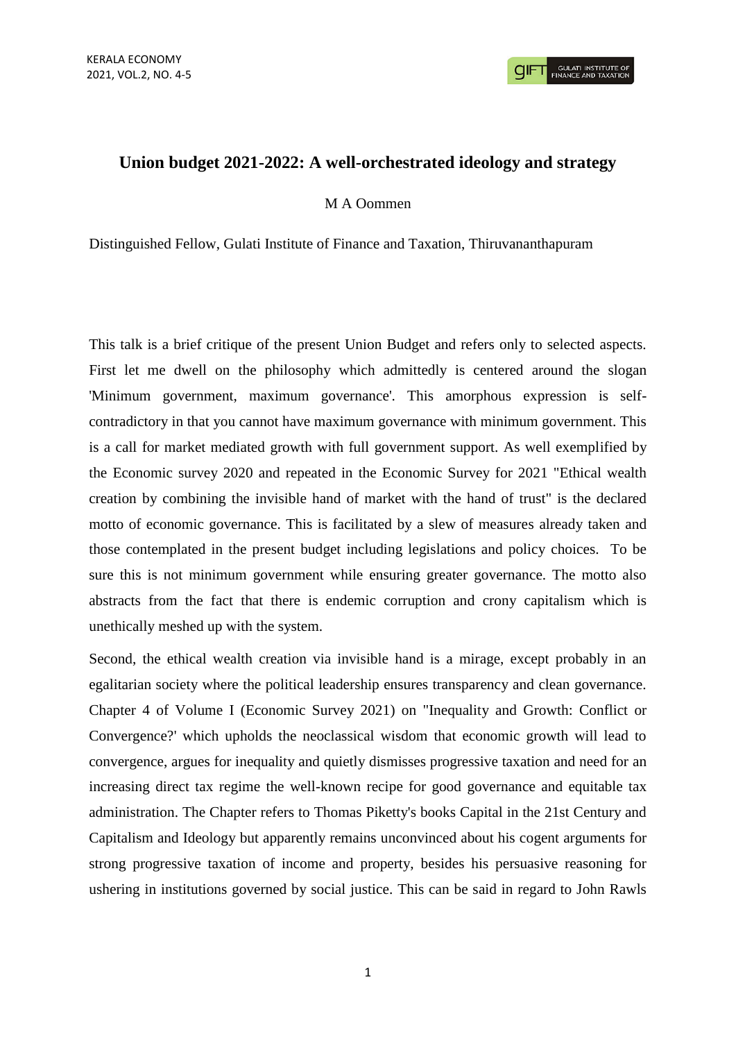# Union budget 2021-2022: A well-orchestrated ideology and strategy

M A Oommen

Distinguished Fellow, Gulati Institute of Finance and Taxation, Thiruvananthapuram

This talk is a brief critique of the present Union Budget and refers only to selected aspects. First let me dwell on the philosophy which admittedly is centered around the slogan 'Minimum government, maximum governance'. This amorphous expression is self-contradictory in that you cannot have maximum governance with minimum government. This is a call for market mediated growth with full government support. As well exemplified by the Economic survey 2020 and repeated in the Economic Survey for 2021 "Ethical wealth creation by combining the invisible hand of market with the hand of trust" is the declared motto of economic governance. This is facilitated by a slew of measures already taken and those contemplated in the present budget including legislations and policy choices. To be sure this is not minimum government while ensuring greater governance. The motto also abstracts from the fact that there is endemic corruption and crony capitalism which is unethically meshed up with the system.

Second, the ethical wealth creation via invisible hand is a mirage, except probably in an egalitarian society where the political leadership ensures transparency and clean governance. Chapter 4 of Volume I (Economic Survey 2021) on "Inequality and Growth: Conflict or Convergence?' which upholds the neoclassical wisdom that economic growth will lead to convergence, argues for inequality and quietly dismisses progressive taxation and need for an increasing direct tax regime the well-known recipe for good governance and equitable tax administration. The Chapter refers to Thomas Piketty's books Capital in the 21st Century and Capitalism and Ideology but apparently remains unconvinced about his cogent arguments for strong progressive taxation of income and property, besides his persuasive reasoning for ushering in institutions governed by social justice. This can be said in regard to John Rawls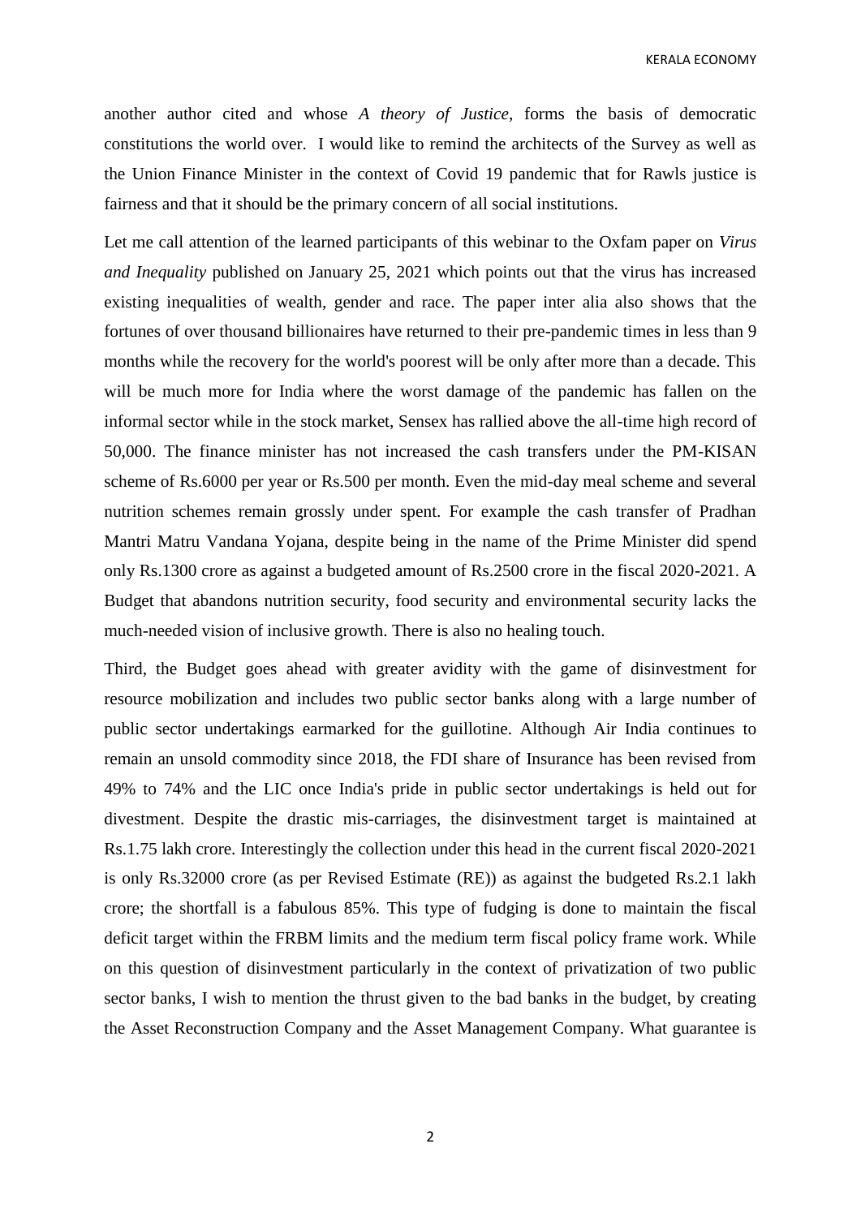another author cited and whose *A theory of Justice*, forms the basis of democratic constitutions the world over. I would like to remind the architects of the Survey as well as the Union Finance Minister in the context of Covid 19 pandemic that for Rawls justice is fairness and that it should be the primary concern of all social institutions.

Let me call attention of the learned participants of this webinar to the Oxfam paper on *Virus and Inequality* published on January 25, 2021 which points out that the virus has increased existing inequalities of wealth, gender and race. The paper inter alia also shows that the fortunes of over thousand billionaires have returned to their pre-pandemic times in less than 9 months while the recovery for the world's poorest will be only after more than a decade. This will be much more for India where the worst damage of the pandemic has fallen on the informal sector while in the stock market, Sensex has rallied above the all-time high record of 50,000. The finance minister has not increased the cash transfers under the PM-KISAN scheme of Rs.6000 per year or Rs.500 per month. Even the mid-day meal scheme and several nutrition schemes remain grossly under spent. For example the cash transfer of Pradhan Mantri Matru Vandana Yojana, despite being in the name of the Prime Minister did spend only Rs.1300 crore as against a budgeted amount of Rs.2500 crore in the fiscal 2020-2021. A Budget that abandons nutrition security, food security and environmental security lacks the much-needed vision of inclusive growth. There is also no healing touch.

Third, the Budget goes ahead with greater avidity with the game of disinvestment for resource mobilization and includes two public sector banks along with a large number of public sector undertakings earmarked for the guillotine. Although Air India continues to remain an unsold commodity since 2018, the FDI share of Insurance has been revised from 49% to 74% and the LIC once India's pride in public sector undertakings is held out for divestment. Despite the drastic mis-carriages, the disinvestment target is maintained at Rs.1.75 lakh crore. Interestingly the collection under this head in the current fiscal 2020-2021 is only Rs.32000 crore (as per Revised Estimate (RE)) as against the budgeted Rs.2.1 lakh crore; the shortfall is a fabulous 85%. This type of fudging is done to maintain the fiscal deficit target within the FRBM limits and the medium term fiscal policy frame work. While on this question of disinvestment particularly in the context of privatization of two public sector banks, I wish to mention the thrust given to the bad banks in the budget, by creating the Asset Reconstruction Company and the Asset Management Company. What guarantee is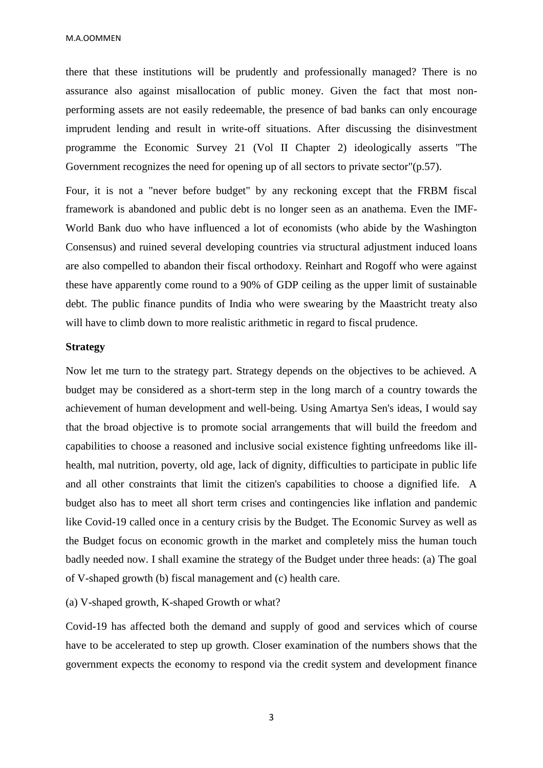there that these institutions will be prudently and professionally managed? There is no assurance also against misallocation of public money. Given the fact that most non-performing assets are not easily redeemable, the presence of bad banks can only encourage imprudent lending and result in write-off situations. After discussing the disinvestment programme the Economic Survey 21 (Vol II Chapter 2) ideologically asserts "The Government recognizes the need for opening up of all sectors to private sector"(p.57).

Four, it is not a "never before budget" by any reckoning except that the FRBM fiscal framework is abandoned and public debt is no longer seen as an anathema. Even the IMF-World Bank duo who have influenced a lot of economists (who abide by the Washington Consensus) and ruined several developing countries via structural adjustment induced loans are also compelled to abandon their fiscal orthodoxy. Reinhart and Rogoff who were against these have apparently come round to a 90% of GDP ceiling as the upper limit of sustainable debt. The public finance pundits of India who were swearing by the Maastricht treaty also will have to climb down to more realistic arithmetic in regard to fiscal prudence.

**Strategy**

Now let me turn to the strategy part. Strategy depends on the objectives to be achieved. A budget may be considered as a short-term step in the long march of a country towards the achievement of human development and well-being. Using Amartya Sen's ideas, I would say that the broad objective is to promote social arrangements that will build the freedom and capabilities to choose a reasoned and inclusive social existence fighting unfreedoms like ill-health, mal nutrition, poverty, old age, lack of dignity, difficulties to participate in public life and all other constraints that limit the citizen's capabilities to choose a dignified life. A budget also has to meet all short term crises and contingencies like inflation and pandemic like Covid-19 called once in a century crisis by the Budget. The Economic Survey as well as the Budget focus on economic growth in the market and completely miss the human touch badly needed now. I shall examine the strategy of the Budget under three heads: (a) The goal of V-shaped growth (b) fiscal management and (c) health care.

(a) V-shaped growth, K-shaped Growth or what?

Covid-19 has affected both the demand and supply of good and services which of course have to be accelerated to step up growth. Closer examination of the numbers shows that the government expects the economy to respond via the credit system and development finance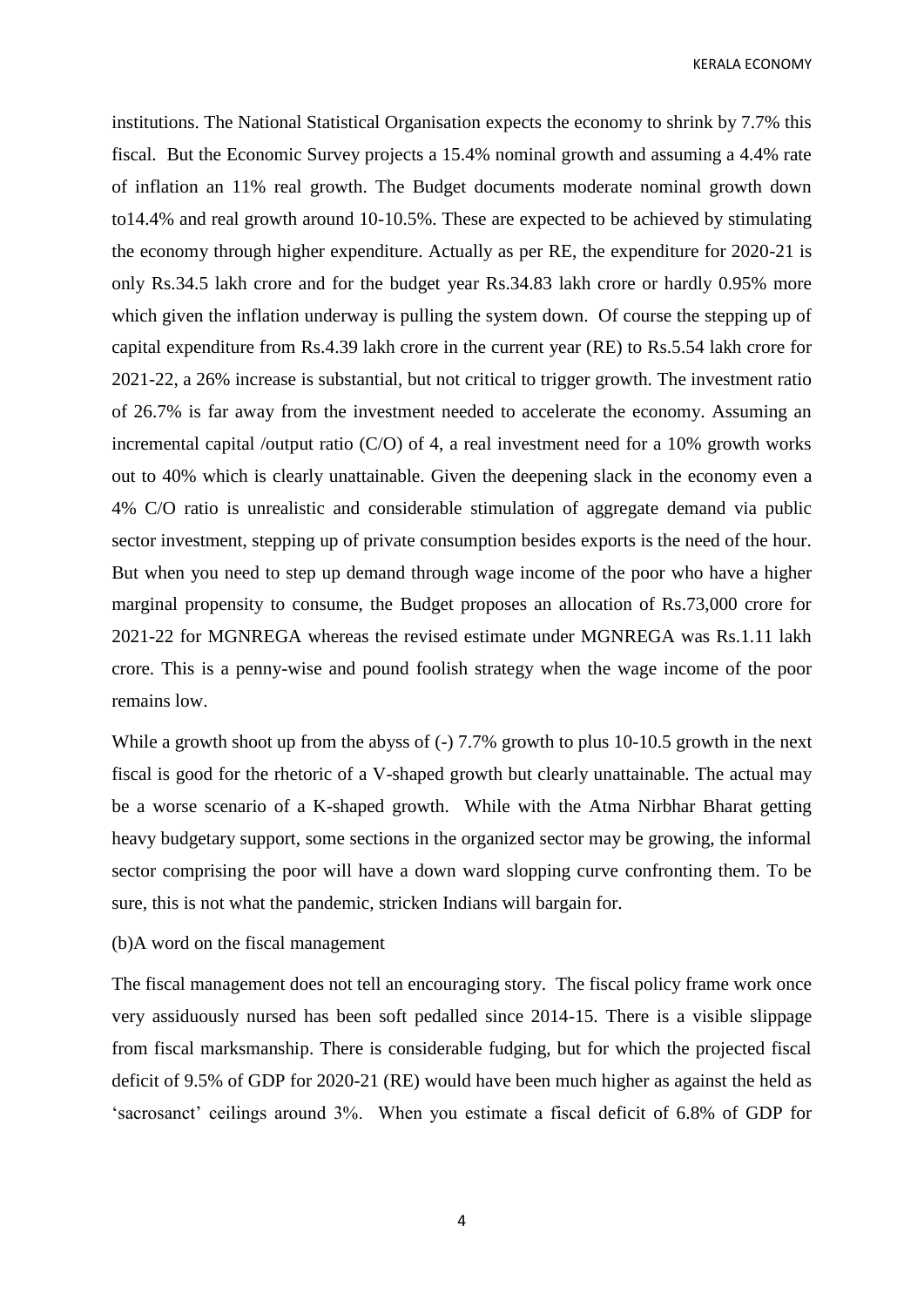institutions. The National Statistical Organisation expects the economy to shrink by 7.7% this fiscal. But the Economic Survey projects a 15.4% nominal growth and assuming a 4.4% rate of inflation an 11% real growth. The Budget documents moderate nominal growth down to14.4% and real growth around 10-10.5%. These are expected to be achieved by stimulating the economy through higher expenditure. Actually as per RE, the expenditure for 2020-21 is only Rs.34.5 lakh crore and for the budget year Rs.34.83 lakh crore or hardly 0.95% more which given the inflation underway is pulling the system down. Of course the stepping up of capital expenditure from Rs.4.39 lakh crore in the current year (RE) to Rs.5.54 lakh crore for 2021-22, a 26% increase is substantial, but not critical to trigger growth. The investment ratio of 26.7% is far away from the investment needed to accelerate the economy. Assuming an incremental capital /output ratio (C/O) of 4, a real investment need for a 10% growth works out to 40% which is clearly unattainable. Given the deepening slack in the economy even a 4% C/O ratio is unrealistic and considerable stimulation of aggregate demand via public sector investment, stepping up of private consumption besides exports is the need of the hour. But when you need to step up demand through wage income of the poor who have a higher marginal propensity to consume, the Budget proposes an allocation of Rs.73,000 crore for 2021-22 for MGNREGA whereas the revised estimate under MGNREGA was Rs.1.11 lakh crore. This is a penny-wise and pound foolish strategy when the wage income of the poor remains low.

While a growth shoot up from the abyss of (-) 7.7% growth to plus 10-10.5 growth in the next fiscal is good for the rhetoric of a V-shaped growth but clearly unattainable. The actual may be a worse scenario of a K-shaped growth. While with the Atma Nirbhar Bharat getting heavy budgetary support, some sections in the organized sector may be growing, the informal sector comprising the poor will have a down ward sloping curve confronting them. To be sure, this is not what the pandemic, stricken Indians will bargain for.

(b)A word on the fiscal management

The fiscal management does not tell an encouraging story. The fiscal policy frame work once very assiduously nursed has been soft pedalled since 2014-15. There is a visible slippage from fiscal marksmanship. There is considerable fudging, but for which the projected fiscal deficit of 9.5% of GDP for 2020-21 (RE) would have been much higher as against the held as 'sacrosanct' ceilings around 3%. When you estimate a fiscal deficit of 6.8% of GDP for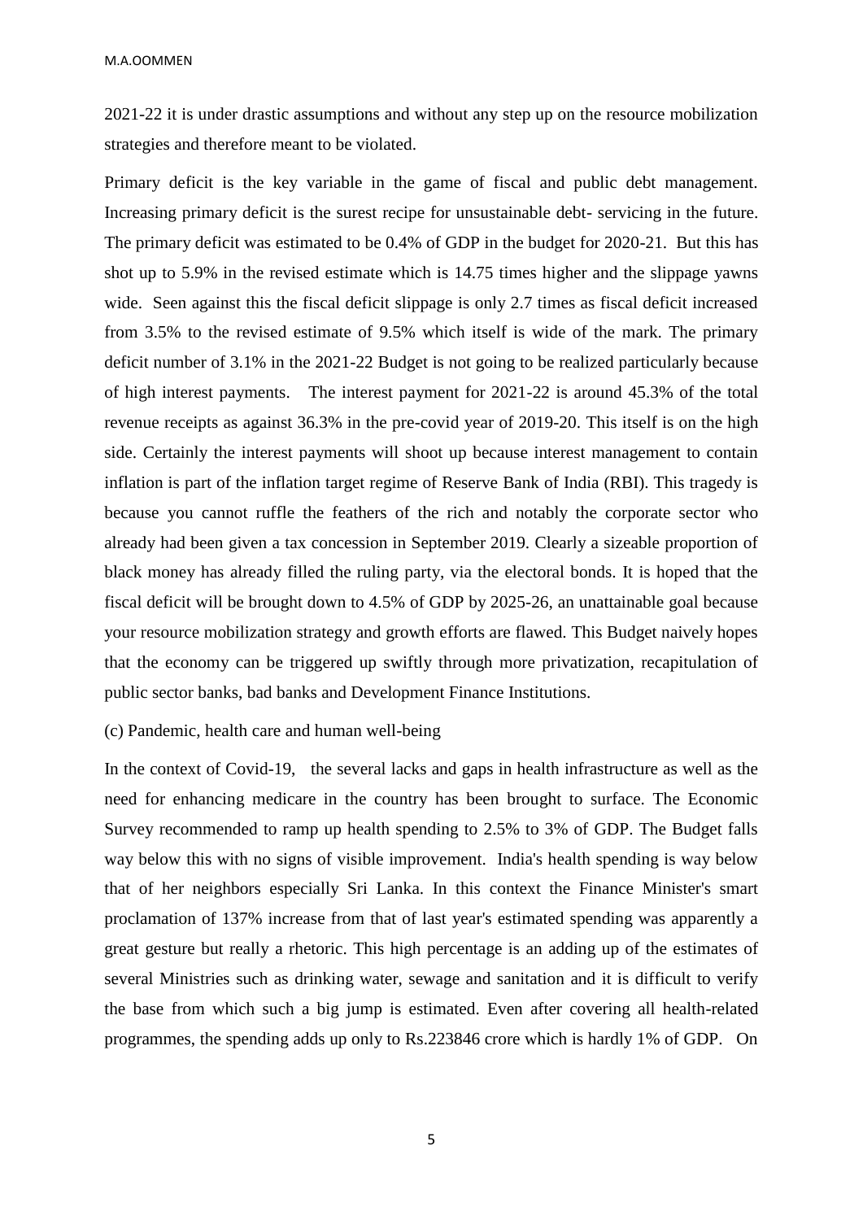2021-22 it is under drastic assumptions and without any step up on the resource mobilization strategies and therefore meant to be violated.

Primary deficit is the key variable in the game of fiscal and public debt management. Increasing primary deficit is the surest recipe for unsustainable debt- servicing in the future. The primary deficit was estimated to be 0.4% of GDP in the budget for 2020-21. But this has shot up to 5.9% in the revised estimate which is 14.75 times higher and the slippage yawns wide. Seen against this the fiscal deficit slippage is only 2.7 times as fiscal deficit increased from 3.5% to the revised estimate of 9.5% which itself is wide of the mark. The primary deficit number of 3.1% in the 2021-22 Budget is not going to be realized particularly because of high interest payments. The interest payment for 2021-22 is around 45.3% of the total revenue receipts as against 36.3% in the pre-covid year of 2019-20. This itself is on the high side. Certainly the interest payments will shoot up because interest management to contain inflation is part of the inflation target regime of Reserve Bank of India (RBI). This tragedy is because you cannot ruffle the feathers of the rich and notably the corporate sector who already had been given a tax concession in September 2019. Clearly a sizeable proportion of black money has already filled the ruling party, via the electoral bonds. It is hoped that the fiscal deficit will be brought down to 4.5% of GDP by 2025-26, an unattainable goal because your resource mobilization strategy and growth efforts are flawed. This Budget naively hopes that the economy can be triggered up swiftly through more privatization, recapitulation of public sector banks, bad banks and Development Finance Institutions.

(c) Pandemic, health care and human well-being

In the context of Covid-19, the several lacks and gaps in health infrastructure as well as the need for enhancing medicare in the country has been brought to surface. The Economic Survey recommended to ramp up health spending to 2.5% to 3% of GDP. The Budget falls way below this with no signs of visible improvement. India's health spending is way below that of her neighbors especially Sri Lanka. In this context the Finance Minister's smart proclamation of 137% increase from that of last year's estimated spending was apparently a great gesture but really a rhetoric. This high percentage is an adding up of the estimates of several Ministries such as drinking water, sewage and sanitation and it is difficult to verify the base from which such a big jump is estimated. Even after covering all health-related programmes, the spending adds up only to Rs.223846 crore which is hardly 1% of GDP. On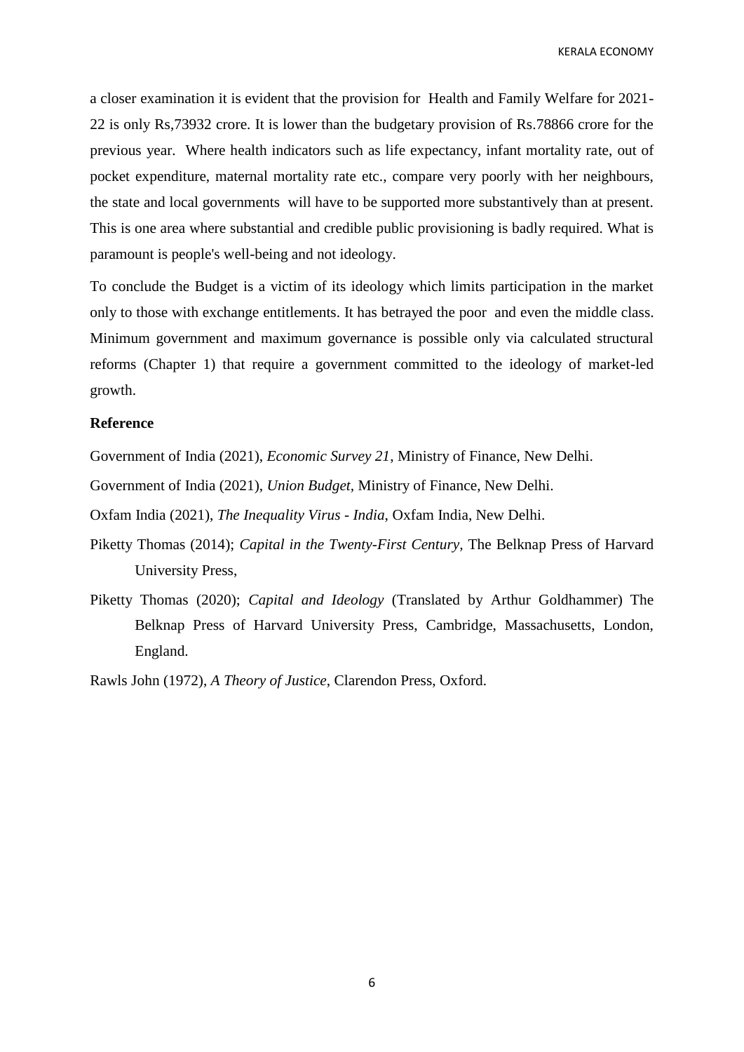a closer examination it is evident that the provision for Health and Family Welfare for 2021-22 is only Rs,73932 crore. It is lower than the budgetary provision of Rs.78866 crore for the previous year. Where health indicators such as life expectancy, infant mortality rate, out of pocket expenditure, maternal mortality rate etc., compare very poorly with her neighbours, the state and local governments will have to be supported more substantively than at present. This is one area where substantial and credible public provisioning is badly required. What is paramount is people's well-being and not ideology.

To conclude the Budget is a victim of its ideology which limits participation in the market only to those with exchange entitlements. It has betrayed the poor and even the middle class. Minimum government and maximum governance is possible only via calculated structural reforms (Chapter 1) that require a government committed to the ideology of market-led growth.

**Reference**

Government of India (2021), *Economic Survey 21*, Ministry of Finance, New Delhi.

Government of India (2021), *Union Budget*, Ministry of Finance, New Delhi.

Oxfam India (2021), *The Inequality Virus - India*, Oxfam India, New Delhi.

Piketty Thomas (2014); *Capital in the Twenty-First Century*, The Belknap Press of Harvard University Press,

Piketty Thomas (2020); *Capital and Ideology* (Translated by Arthur Goldhammer) The Belknap Press of Harvard University Press, Cambridge, Massachusetts, London, England.

Rawls John (1972), *A Theory of Justice*, Clarendon Press, Oxford.